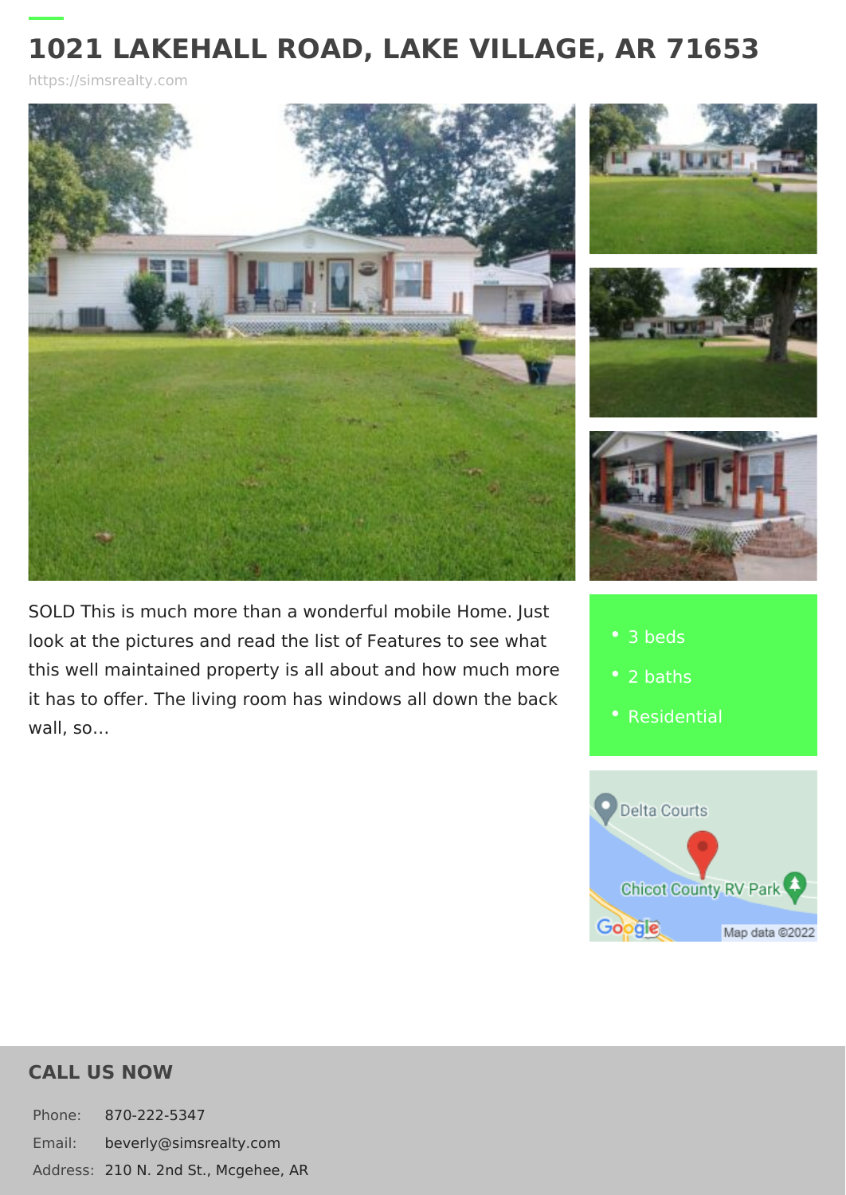# 1021 LAKEHALL ROAD, LAKE VILLAGE, AR 71653

https://simsrealty.com

SOLD This is much more than a wonderful mobile Home. Just look at the pictures and read the list of Features to see what this well maintained property is all about and how much more it has to offer. The living room has windows all down the back wall, so…

- 3 beds
- 2 baths
- Residential

## CALL US NOW

| | |
|---|---|
| Phone: | 870-222-5347 |
| Email: | beverly@simsrealty.com |
| Address: | 210 N. 2nd St., Mcgehee, AR |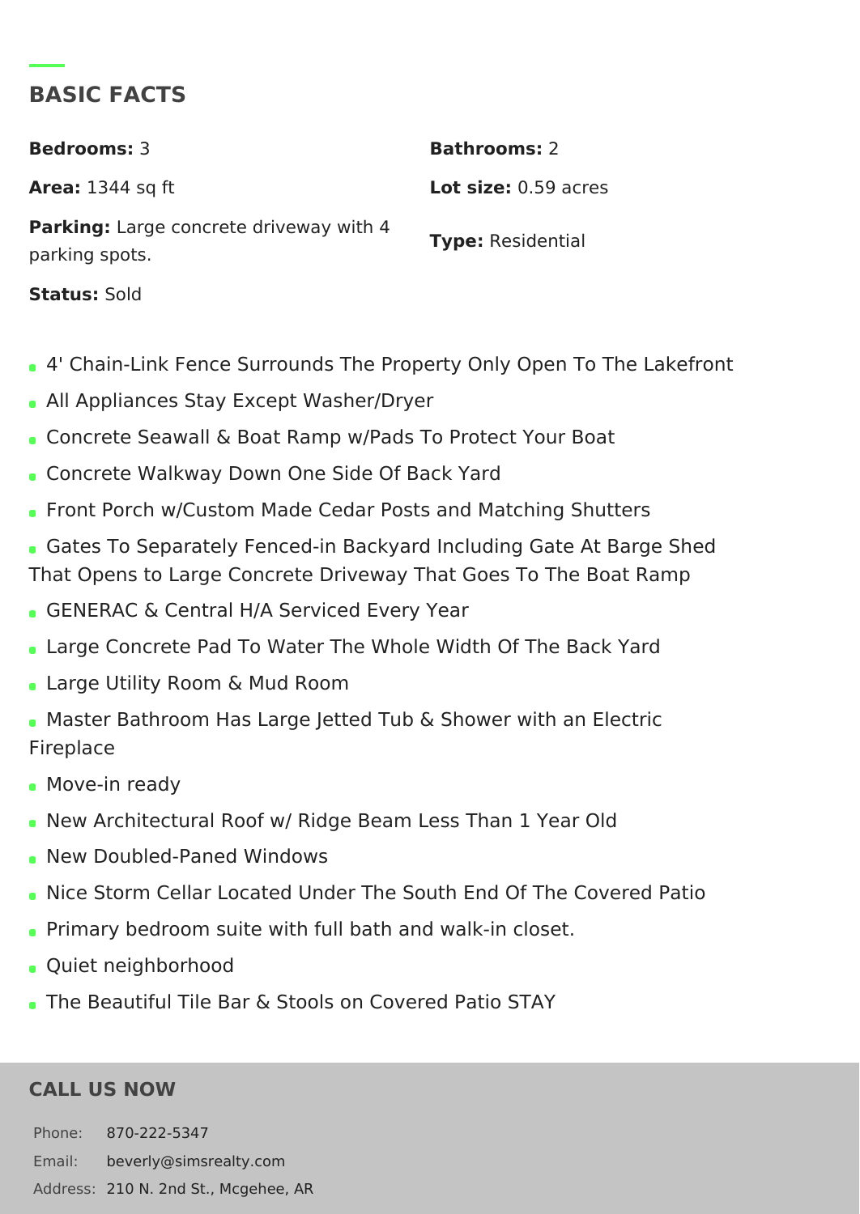## BASIC FACTS

**Bedrooms:** 3

**Bathrooms:** 2

**Area:** 1344 sq ft

**Lot size:** 0.59 acres

**Parking:** Large concrete driveway with 4 parking spots.

**Type:** Residential

**Status:** Sold

- 4' Chain-Link Fence Surrounds The Property Only Open To The Lakefront
- All Appliances Stay Except Washer/Dryer
- Concrete Seawall & Boat Ramp w/Pads To Protect Your Boat
- Concrete Walkway Down One Side Of Back Yard
- Front Porch w/Custom Made Cedar Posts and Matching Shutters
- Gates To Separately Fenced-in Backyard Including Gate At Barge Shed That Opens to Large Concrete Driveway That Goes To The Boat Ramp
- GENERAC & Central H/A Serviced Every Year
- Large Concrete Pad To Water The Whole Width Of The Back Yard
- Large Utility Room & Mud Room
- Master Bathroom Has Large Jetted Tub & Shower with an Electric Fireplace
- Move-in ready
- New Architectural Roof w/ Ridge Beam Less Than 1 Year Old
- New Doubled-Paned Windows
- Nice Storm Cellar Located Under The South End Of The Covered Patio
- Primary bedroom suite with full bath and walk-in closet.
- Quiet neighborhood
- The Beautiful Tile Bar & Stools on Covered Patio STAY

## CALL US NOW

| | |
|---|---|
| Phone: | 870-222-5347 |
| Email: | beverly@simsrealty.com |
| Address: | 210 N. 2nd St., Mcgehee, AR |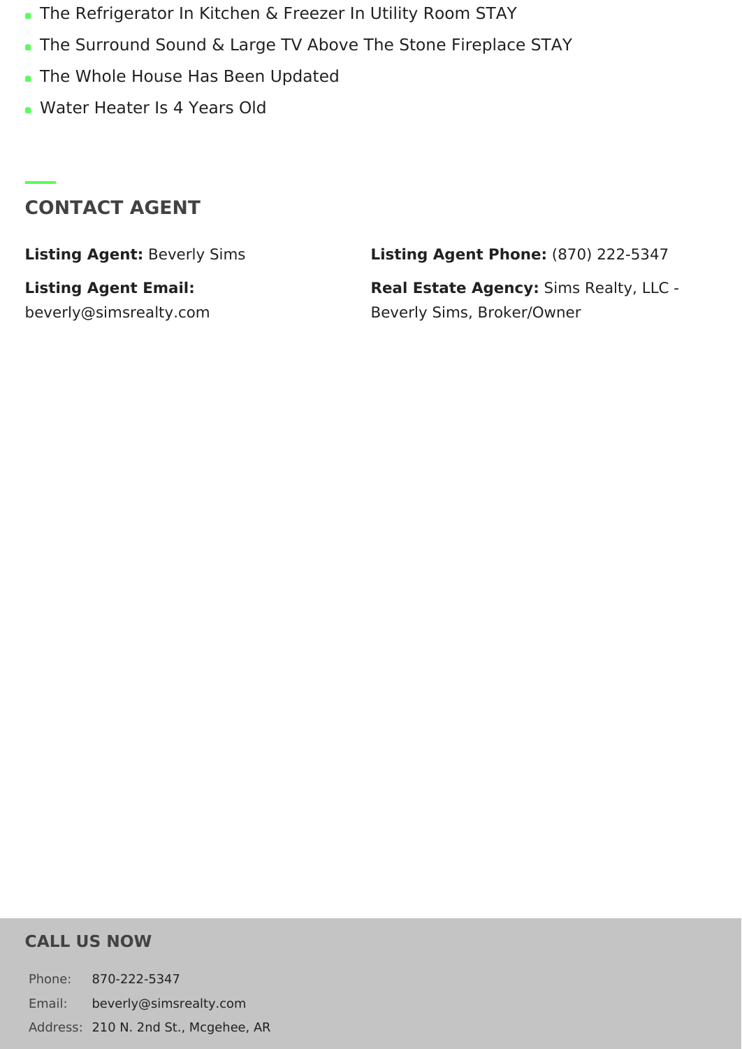- The Refrigerator In Kitchen & Freezer In Utility Room STAY
- The Surround Sound & Large TV Above The Stone Fireplace STAY
- The Whole House Has Been Updated
- Water Heater Is 4 Years Old

## CONTACT AGENT

**Listing Agent:** Beverly Sims

**Listing Agent Phone:** (870) 222-5347

**Listing Agent Email:** beverly@simsrealty.com

**Real Estate Agency:** Sims Realty, LLC - Beverly Sims, Broker/Owner

## CALL US NOW

| | |
|---|---|
| Phone: | 870-222-5347 |
| Email: | beverly@simsrealty.com |
| Address: | 210 N. 2nd St., Mcgehee, AR |